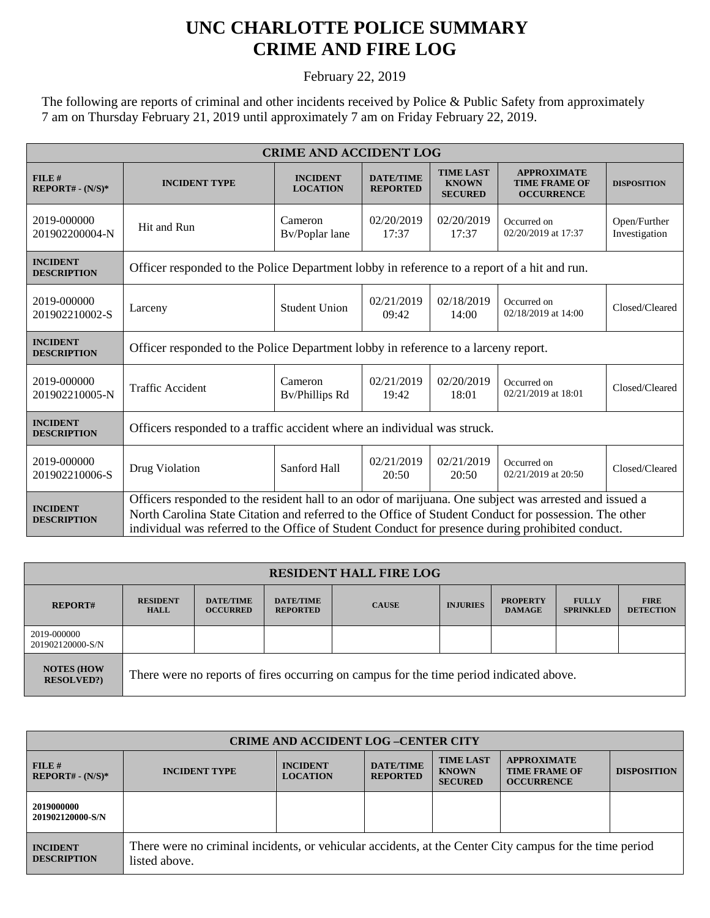# UNC CHARLOTTE POLICE SUMMARY
# CRIME AND FIRE LOG

February 22, 2019

The following are reports of criminal and other incidents received by Police & Public Safety from approximately 7 am on Thursday February 21, 2019 until approximately 7 am on Friday February 22, 2019.

| CRIME AND ACCIDENT LOG | | | | | | |
|---|---|---|---|---|---|---|
| **FILE # REPORT# - (N/S)*** | **INCIDENT TYPE** | **INCIDENT LOCATION** | **DATE/TIME REPORTED** | **TIME LAST KNOWN SECURED** | **APPROXIMATE TIME FRAME OF OCCURRENCE** | **DISPOSITION** |
| 2019-000000 201902200004-N | Hit and Run | Cameron Bv/Poplar lane | 02/20/2019 17:37 | 02/20/2019 17:37 | Occurred on 02/20/2019 at 17:37 | Open/Further Investigation |
| **INCIDENT DESCRIPTION** | Officer responded to the Police Department lobby in reference to a report of a hit and run. | | | | | |
| 2019-000000 201902210002-S | Larceny | Student Union | 02/21/2019 09:42 | 02/18/2019 14:00 | Occurred on 02/18/2019 at 14:00 | Closed/Cleared |
| **INCIDENT DESCRIPTION** | Officer responded to the Police Department lobby in reference to a larceny report. | | | | | |
| 2019-000000 201902210005-N | Traffic Accident | Cameron Bv/Phillips Rd | 02/21/2019 19:42 | 02/20/2019 18:01 | Occurred on 02/21/2019 at 18:01 | Closed/Cleared |
| **INCIDENT DESCRIPTION** | Officers responded to a traffic accident where an individual was struck. | | | | | |
| 2019-000000 201902210006-S | Drug Violation | Sanford Hall | 02/21/2019 20:50 | 02/21/2019 20:50 | Occurred on 02/21/2019 at 20:50 | Closed/Cleared |
| **INCIDENT DESCRIPTION** | Officers responded to the resident hall to an odor of marijuana. One subject was arrested and issued a North Carolina State Citation and referred to the Office of Student Conduct for possession. The other individual was referred to the Office of Student Conduct for presence during prohibited conduct. | | | | | |

| RESIDENT HALL FIRE LOG | | | | | | | | |
|---|---|---|---|---|---|---|---|---|
| **REPORT#** | **RESIDENT HALL** | **DATE/TIME OCCURRED** | **DATE/TIME REPORTED** | **CAUSE** | **INJURIES** | **PROPERTY DAMAGE** | **FULLY SPRINKLED** | **FIRE DETECTION** |
| 2019-000000 201902120000-S/N | | | | | | | | |
| **NOTES (HOW RESOLVED?)** | There were no reports of fires occurring on campus for the time period indicated above. | | | | | | | |

| CRIME AND ACCIDENT LOG –CENTER CITY | | | | | | |
|---|---|---|---|---|---|---|
| **FILE # REPORT# - (N/S)*** | **INCIDENT TYPE** | **INCIDENT LOCATION** | **DATE/TIME REPORTED** | **TIME LAST KNOWN SECURED** | **APPROXIMATE TIME FRAME OF OCCURRENCE** | **DISPOSITION** |
| **2019000000 201902120000-S/N** | | | | | | |
| **INCIDENT DESCRIPTION** | There were no criminal incidents, or vehicular accidents, at the Center City campus for the time period listed above. | | | | | |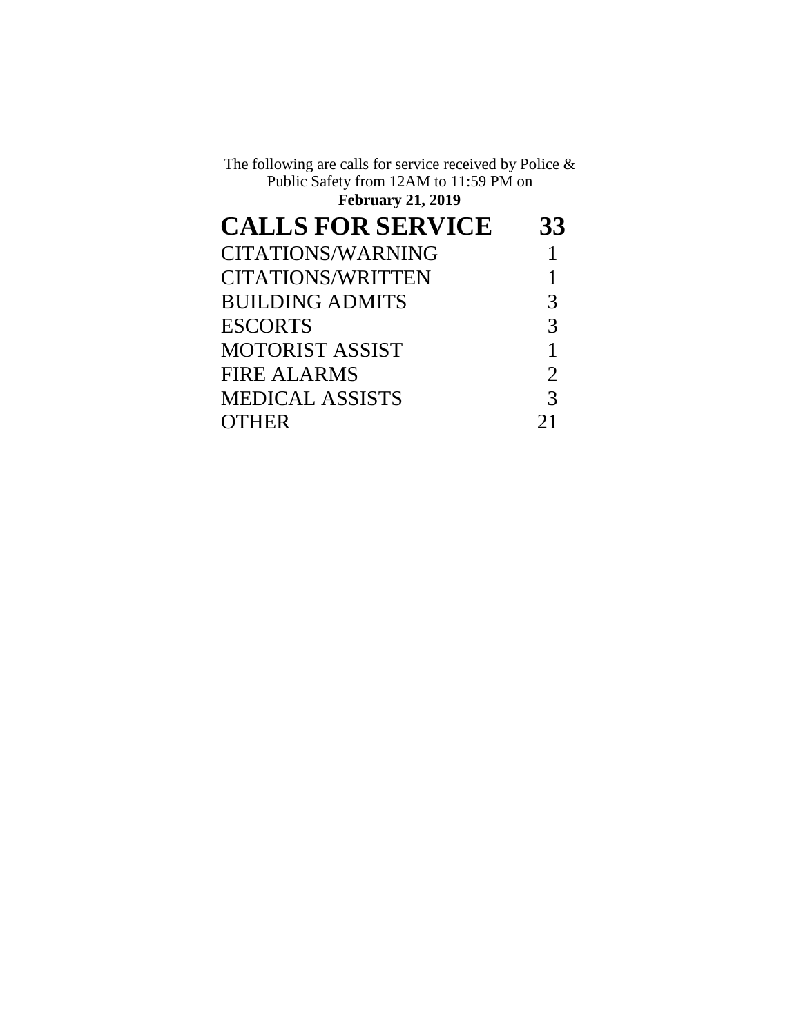The following are calls for service received by Police & Public Safety from 12AM to 11:59 PM on

**February 21, 2019**

| | |
|---|---|
| **CALLS FOR SERVICE** | **33** |
| CITATIONS/WARNING | 1 |
| CITATIONS/WRITTEN | 1 |
| BUILDING ADMITS | 3 |
| ESCORTS | 3 |
| MOTORIST ASSIST | 1 |
| FIRE ALARMS | 2 |
| MEDICAL ASSISTS | 3 |
| OTHER | 21 |